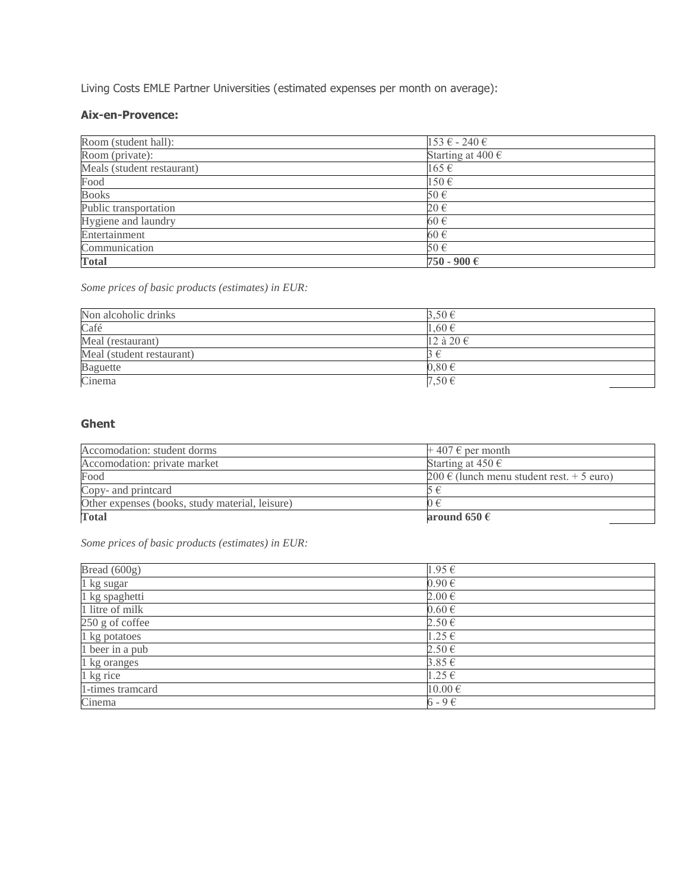Living Costs EMLE Partner Universities (estimated expenses per month on average):

### Aix-en-Provence:

| Room (student hall): | 153 € - 240 € |
|---|---|
| Room (private): | Starting at 400 € |
| Meals (student restaurant) | 165 € |
| Food | 150 € |
| Books | 50 € |
| Public transportation | 20 € |
| Hygiene and laundry | 60 € |
| Entertainment | 60 € |
| Communication | 50 € |
| **Total** | **750 - 900 €** |

*Some prices of basic products (estimates) in EUR:*

| Non alcoholic drinks | 3,50 € |
|---|---|
| Café | 1,60 € |
| Meal (restaurant) | 12 à 20 € |
| Meal (student restaurant) | 3 € |
| Baguette | 0,80 € |
| Cinema | 7,50 € |

### Ghent

| Accomodation: student dorms | + 407 € per month |
|---|---|
| Accomodation: private market | Starting at 450 € |
| Food | 200 € (lunch menu student rest. + 5 euro) |
| Copy- and printcard | 5 € |
| Other expenses (books, study material, leisure) | 0 € |
| **Total** | **around 650 €** |

*Some prices of basic products (estimates) in EUR:*

| Bread (600g) | 1.95 € |
|---|---|
| 1 kg sugar | 0.90 € |
| 1 kg spaghetti | 2.00 € |
| 1 litre of milk | 0.60 € |
| 250 g of coffee | 2.50 € |
| 1 kg potatoes | 1.25 € |
| 1 beer in a pub | 2.50 € |
| 1 kg oranges | 3.85 € |
| 1 kg rice | 1.25 € |
| 1-times tramcard | 10.00 € |
| Cinema | 6 - 9 € |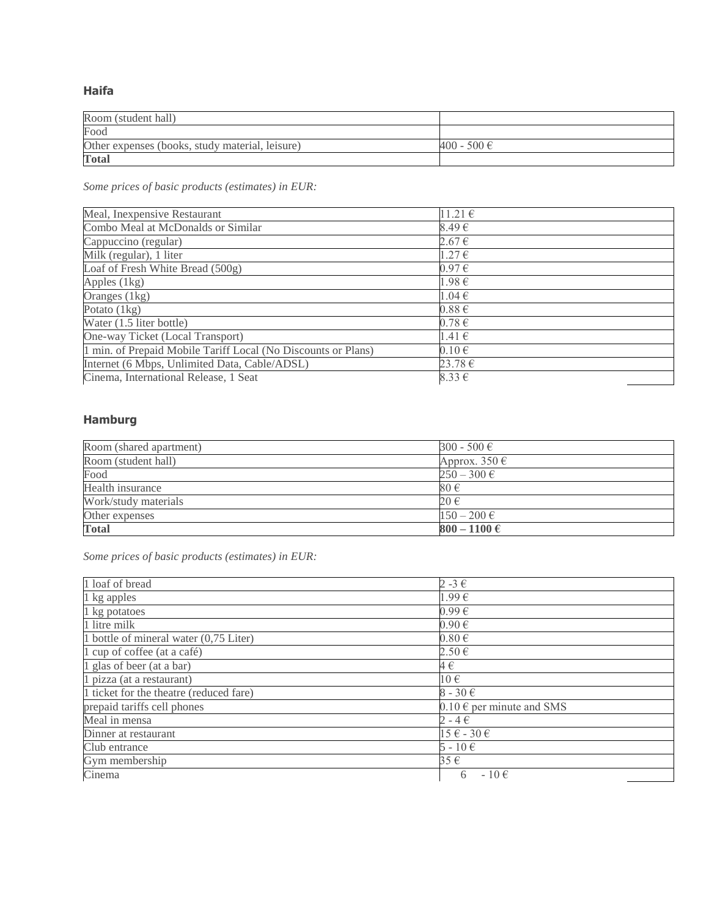### Haifa

| | |
|---|---|
| Room (student hall) | |
| Food | |
| Other expenses (books, study material, leisure) | 400 - 500 € |
| **Total** | |

*Some prices of basic products (estimates) in EUR:*

| | |
|---|---|
| Meal, Inexpensive Restaurant | 11.21 € |
| Combo Meal at McDonalds or Similar | 8.49 € |
| Cappuccino (regular) | 2.67 € |
| Milk (regular), 1 liter | 1.27 € |
| Loaf of Fresh White Bread (500g) | 0.97 € |
| Apples (1kg) | 1.98 € |
| Oranges (1kg) | 1.04 € |
| Potato (1kg) | 0.88 € |
| Water (1.5 liter bottle) | 0.78 € |
| One-way Ticket (Local Transport) | 1.41 € |
| 1 min. of Prepaid Mobile Tariff Local (No Discounts or Plans) | 0.10 € |
| Internet (6 Mbps, Unlimited Data, Cable/ADSL) | 23.78 € |
| Cinema, International Release, 1 Seat | 8.33 € |

### Hamburg

| | |
|---|---|
| Room (shared apartment) | 300 - 500 € |
| Room (student hall) | Approx. 350 € |
| Food | 250 – 300 € |
| Health insurance | 80 € |
| Work/study materials | 20 € |
| Other expenses | 150 – 200 € |
| **Total** | **800 – 1100 €** |

*Some prices of basic products (estimates) in EUR:*

| | |
|---|---|
| 1 loaf of bread | 2 -3 € |
| 1 kg apples | 1.99 € |
| 1 kg potatoes | 0.99 € |
| 1 litre milk | 0.90 € |
| 1 bottle of mineral water (0,75 Liter) | 0.80 € |
| 1 cup of coffee (at a café) | 2.50 € |
| 1 glas of beer (at a bar) | 4 € |
| 1 pizza (at a restaurant) | 10 € |
| 1 ticket for the theatre (reduced fare) | 8 - 30 € |
| prepaid tariffs cell phones | 0.10 € per minute and SMS |
| Meal in mensa | 2 - 4 € |
| Dinner at restaurant | 15 € - 30 € |
| Club entrance | 5 - 10 € |
| Gym membership | 35 € |
| Cinema | 6 - 10 € |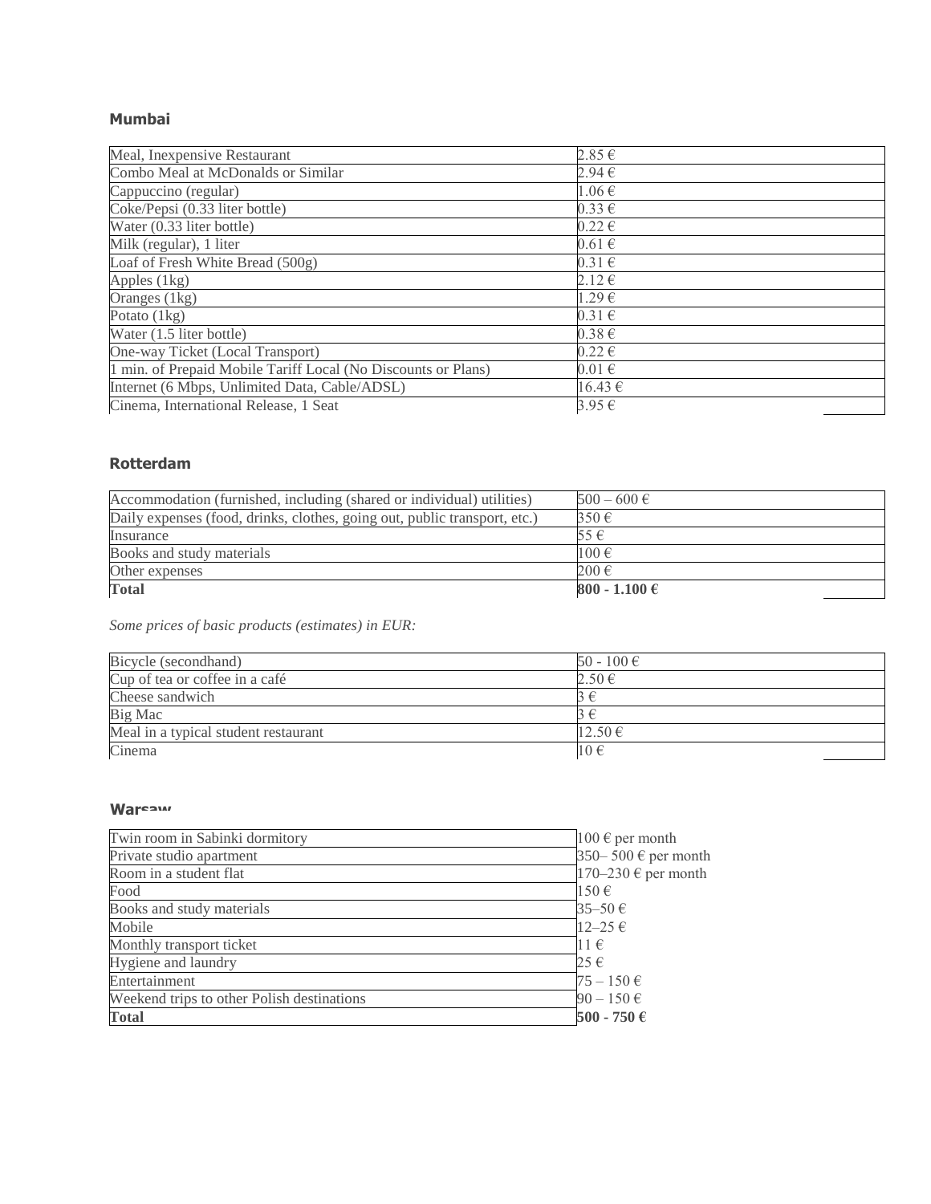**Mumbai**

| | |
|---|---|
| Meal, Inexpensive Restaurant | 2.85 € |
| Combo Meal at McDonalds or Similar | 2.94 € |
| Cappuccino (regular) | 1.06 € |
| Coke/Pepsi (0.33 liter bottle) | 0.33 € |
| Water (0.33 liter bottle) | 0.22 € |
| Milk (regular), 1 liter | 0.61 € |
| Loaf of Fresh White Bread (500g) | 0.31 € |
| Apples (1kg) | 2.12 € |
| Oranges (1kg) | 1.29 € |
| Potato (1kg) | 0.31 € |
| Water (1.5 liter bottle) | 0.38 € |
| One-way Ticket (Local Transport) | 0.22 € |
| 1 min. of Prepaid Mobile Tariff Local (No Discounts or Plans) | 0.01 € |
| Internet (6 Mbps, Unlimited Data, Cable/ADSL) | 16.43 € |
| Cinema, International Release, 1 Seat | 3.95 € |

**Rotterdam**

| | |
|---|---|
| Accommodation (furnished, including (shared or individual) utilities) | 500 – 600 € |
| Daily expenses (food, drinks, clothes, going out, public transport, etc.) | 350 € |
| Insurance | 55 € |
| Books and study materials | 100 € |
| Other expenses | 200 € |
| **Total** | **800 - 1.100 €** |

*Some prices of basic products (estimates) in EUR:*

| | |
|---|---|
| Bicycle (secondhand) | 50 - 100 € |
| Cup of tea or coffee in a café | 2.50 € |
| Cheese sandwich | 3 € |
| Big Mac | 3 € |
| Meal in a typical student restaurant | 12.50 € |
| Cinema | 10 € |

**Warsaw**

| | |
|---|---|
| Twin room in Sabinki dormitory | 100 € per month |
| Private studio apartment | 350– 500 € per month |
| Room in a student flat | 170–230 € per month |
| Food | 150 € |
| Books and study materials | 35–50 € |
| Mobile | 12–25 € |
| Monthly transport ticket | 11 € |
| Hygiene and laundry | 25 € |
| Entertainment | 75 – 150 € |
| Weekend trips to other Polish destinations | 90 – 150 € |
| **Total** | **500 - 750 €** |